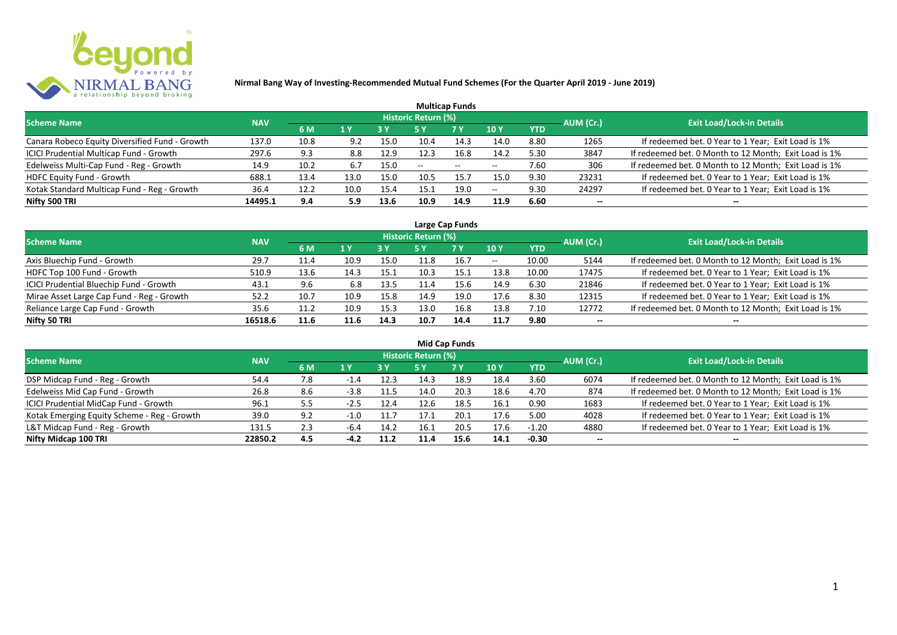# Nirmal Bang Way of Investing-Recommended Mutual Fund Schemes (For the Quarter April 2019 - June 2019)

## Multicap Funds

| Scheme Name | NAV | Historic Return (%) | | | | | | | AUM (Cr.) | Exit Load/Lock-in Details |
|---|---|---|---|---|---|---|---|---|---|---|
| | | 6 M | 1 Y | 3 Y | 5 Y | 7 Y | 10 Y | YTD | | |
| Canara Robeco Equity Diversified Fund - Growth | 137.0 | 10.8 | 9.2 | 15.0 | 10.4 | 14.3 | 14.0 | 8.80 | 1265 | If redeemed bet. 0 Year to 1 Year; Exit Load is 1% |
| ICICI Prudential Multicap Fund - Growth | 297.6 | 9.3 | 8.8 | 12.9 | 12.3 | 16.8 | 14.2 | 5.30 | 3847 | If redeemed bet. 0 Month to 12 Month; Exit Load is 1% |
| Edelweiss Multi-Cap Fund - Reg - Growth | 14.9 | 10.2 | 6.7 | 15.0 | -- | -- | -- | 7.60 | 306 | If redeemed bet. 0 Month to 12 Month; Exit Load is 1% |
| HDFC Equity Fund - Growth | 688.1 | 13.4 | 13.0 | 15.0 | 10.5 | 15.7 | 15.0 | 9.30 | 23231 | If redeemed bet. 0 Year to 1 Year; Exit Load is 1% |
| Kotak Standard Multicap Fund - Reg - Growth | 36.4 | 12.2 | 10.0 | 15.4 | 15.1 | 19.0 | -- | 9.30 | 24297 | If redeemed bet. 0 Year to 1 Year; Exit Load is 1% |
| **Nifty 500 TRI** | **14495.1** | **9.4** | **5.9** | **13.6** | **10.9** | **14.9** | **11.9** | **6.60** | **--** | **--** |

## Large Cap Funds

| Scheme Name | NAV | Historic Return (%) | | | | | | | AUM (Cr.) | Exit Load/Lock-in Details |
|---|---|---|---|---|---|---|---|---|---|---|
| | | 6 M | 1 Y | 3 Y | 5 Y | 7 Y | 10 Y | YTD | | |
| Axis Bluechip Fund - Growth | 29.7 | 11.4 | 10.9 | 15.0 | 11.8 | 16.7 | -- | 10.00 | 5144 | If redeemed bet. 0 Month to 12 Month; Exit Load is 1% |
| HDFC Top 100 Fund - Growth | 510.9 | 13.6 | 14.3 | 15.1 | 10.3 | 15.1 | 13.8 | 10.00 | 17475 | If redeemed bet. 0 Year to 1 Year; Exit Load is 1% |
| ICICI Prudential Bluechip Fund - Growth | 43.1 | 9.6 | 6.8 | 13.5 | 11.4 | 15.6 | 14.9 | 6.30 | 21846 | If redeemed bet. 0 Year to 1 Year; Exit Load is 1% |
| Mirae Asset Large Cap Fund - Reg - Growth | 52.2 | 10.7 | 10.9 | 15.8 | 14.9 | 19.0 | 17.6 | 8.30 | 12315 | If redeemed bet. 0 Year to 1 Year; Exit Load is 1% |
| Reliance Large Cap Fund - Growth | 35.6 | 11.2 | 10.9 | 15.3 | 13.0 | 16.8 | 13.8 | 7.10 | 12772 | If redeemed bet. 0 Month to 12 Month; Exit Load is 1% |
| **Nifty 50 TRI** | **16518.6** | **11.6** | **11.6** | **14.3** | **10.7** | **14.4** | **11.7** | **9.80** | **--** | **--** |

## Mid Cap Funds

| Scheme Name | NAV | Historic Return (%) | | | | | | | AUM (Cr.) | Exit Load/Lock-in Details |
|---|---|---|---|---|---|---|---|---|---|---|
| | | 6 M | 1 Y | 3 Y | 5 Y | 7 Y | 10 Y | YTD | | |
| DSP Midcap Fund - Reg - Growth | 54.4 | 7.8 | -1.4 | 12.3 | 14.3 | 18.9 | 18.4 | 3.60 | 6074 | If redeemed bet. 0 Month to 12 Month; Exit Load is 1% |
| Edelweiss Mid Cap Fund - Growth | 26.8 | 8.6 | -3.8 | 11.5 | 14.0 | 20.3 | 18.6 | 4.70 | 874 | If redeemed bet. 0 Month to 12 Month; Exit Load is 1% |
| ICICI Prudential MidCap Fund - Growth | 96.1 | 5.5 | -2.5 | 12.4 | 12.6 | 18.5 | 16.1 | 0.90 | 1683 | If redeemed bet. 0 Year to 1 Year; Exit Load is 1% |
| Kotak Emerging Equity Scheme - Reg - Growth | 39.0 | 9.2 | -1.0 | 11.7 | 17.1 | 20.1 | 17.6 | 5.00 | 4028 | If redeemed bet. 0 Year to 1 Year; Exit Load is 1% |
| L&T Midcap Fund - Reg - Growth | 131.5 | 2.3 | -6.4 | 14.2 | 16.1 | 20.5 | 17.6 | -1.20 | 4880 | If redeemed bet. 0 Year to 1 Year; Exit Load is 1% |
| **Nifty Midcap 100 TRI** | **22850.2** | **4.5** | **-4.2** | **11.2** | **11.4** | **15.6** | **14.1** | **-0.30** | **--** | **--** |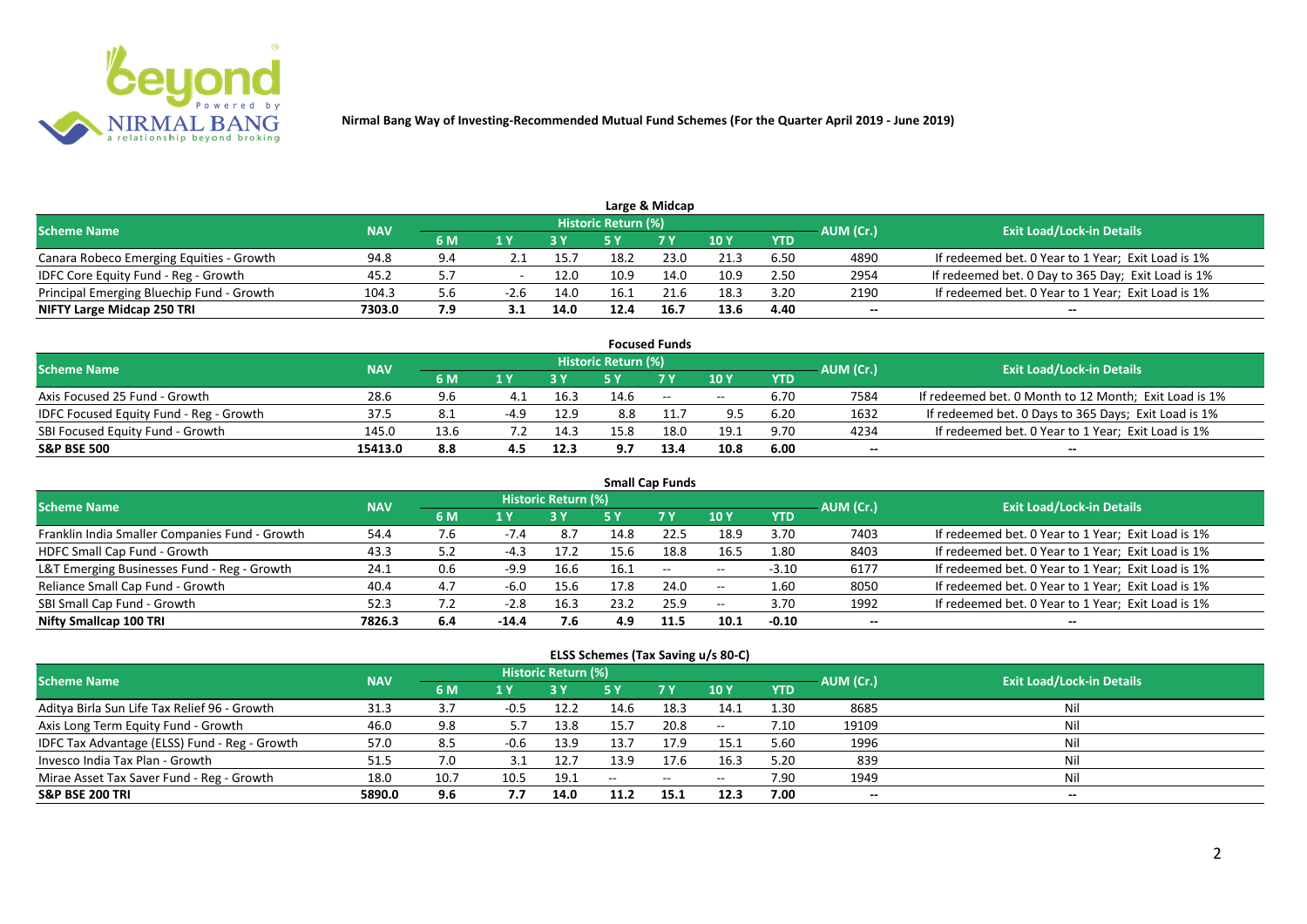# Nirmal Bang Way of Investing-Recommended Mutual Fund Schemes (For the Quarter April 2019 - June 2019)

## Large & Midcap

| Scheme Name | NAV | Historic Return (%) | | | | | | | AUM (Cr.) | Exit Load/Lock-in Details |
|---|---|---|---|---|---|---|---|---|---|---|
| | | 6 M | 1 Y | 3 Y | 5 Y | 7 Y | 10 Y | YTD | | |
| Canara Robeco Emerging Equities - Growth | 94.8 | 9.4 | 2.1 | 15.7 | 18.2 | 23.0 | 21.3 | 6.50 | 4890 | If redeemed bet. 0 Year to 1 Year; Exit Load is 1% |
| IDFC Core Equity Fund - Reg - Growth | 45.2 | 5.7 | - | 12.0 | 10.9 | 14.0 | 10.9 | 2.50 | 2954 | If redeemed bet. 0 Day to 365 Day; Exit Load is 1% |
| Principal Emerging Bluechip Fund - Growth | 104.3 | 5.6 | -2.6 | 14.0 | 16.1 | 21.6 | 18.3 | 3.20 | 2190 | If redeemed bet. 0 Year to 1 Year; Exit Load is 1% |
| **NIFTY Large Midcap 250 TRI** | **7303.0** | **7.9** | **3.1** | **14.0** | **12.4** | **16.7** | **13.6** | **4.40** | -- | -- |

## Focused Funds

| Scheme Name | NAV | Historic Return (%) | | | | | | | AUM (Cr.) | Exit Load/Lock-in Details |
|---|---|---|---|---|---|---|---|---|---|---|
| | | 6 M | 1 Y | 3 Y | 5 Y | 7 Y | 10 Y | YTD | | |
| Axis Focused 25 Fund - Growth | 28.6 | 9.6 | 4.1 | 16.3 | 14.6 | -- | -- | 6.70 | 7584 | If redeemed bet. 0 Month to 12 Month; Exit Load is 1% |
| IDFC Focused Equity Fund - Reg - Growth | 37.5 | 8.1 | -4.9 | 12.9 | 8.8 | 11.7 | 9.5 | 6.20 | 1632 | If redeemed bet. 0 Days to 365 Days; Exit Load is 1% |
| SBI Focused Equity Fund - Growth | 145.0 | 13.6 | 7.2 | 14.3 | 15.8 | 18.0 | 19.1 | 9.70 | 4234 | If redeemed bet. 0 Year to 1 Year; Exit Load is 1% |
| **S&P BSE 500** | **15413.0** | **8.8** | **4.5** | **12.3** | **9.7** | **13.4** | **10.8** | **6.00** | -- | -- |

## Small Cap Funds

| Scheme Name | NAV | Historic Return (%) | | | | | | | AUM (Cr.) | Exit Load/Lock-in Details |
|---|---|---|---|---|---|---|---|---|---|---|
| | | 6 M | 1 Y | 3 Y | 5 Y | 7 Y | 10 Y | YTD | | |
| Franklin India Smaller Companies Fund - Growth | 54.4 | 7.6 | -7.4 | 8.7 | 14.8 | 22.5 | 18.9 | 3.70 | 7403 | If redeemed bet. 0 Year to 1 Year; Exit Load is 1% |
| HDFC Small Cap Fund - Growth | 43.3 | 5.2 | -4.3 | 17.2 | 15.6 | 18.8 | 16.5 | 1.80 | 8403 | If redeemed bet. 0 Year to 1 Year; Exit Load is 1% |
| L&T Emerging Businesses Fund - Reg - Growth | 24.1 | 0.6 | -9.9 | 16.6 | 16.1 | -- | -- | -3.10 | 6177 | If redeemed bet. 0 Year to 1 Year; Exit Load is 1% |
| Reliance Small Cap Fund - Growth | 40.4 | 4.7 | -6.0 | 15.6 | 17.8 | 24.0 | -- | 1.60 | 8050 | If redeemed bet. 0 Year to 1 Year; Exit Load is 1% |
| SBI Small Cap Fund - Growth | 52.3 | 7.2 | -2.8 | 16.3 | 23.2 | 25.9 | -- | 3.70 | 1992 | If redeemed bet. 0 Year to 1 Year; Exit Load is 1% |
| **Nifty Smallcap 100 TRI** | **7826.3** | **6.4** | **-14.4** | **7.6** | **4.9** | **11.5** | **10.1** | **-0.10** | -- | -- |

## ELSS Schemes (Tax Saving u/s 80-C)

| Scheme Name | NAV | Historic Return (%) | | | | | | | AUM (Cr.) | Exit Load/Lock-in Details |
|---|---|---|---|---|---|---|---|---|---|---|
| | | 6 M | 1 Y | 3 Y | 5 Y | 7 Y | 10 Y | YTD | | |
| Aditya Birla Sun Life Tax Relief 96 - Growth | 31.3 | 3.7 | -0.5 | 12.2 | 14.6 | 18.3 | 14.1 | 1.30 | 8685 | Nil |
| Axis Long Term Equity Fund - Growth | 46.0 | 9.8 | 5.7 | 13.8 | 15.7 | 20.8 | -- | 7.10 | 19109 | Nil |
| IDFC Tax Advantage (ELSS) Fund - Reg - Growth | 57.0 | 8.5 | -0.6 | 13.9 | 13.7 | 17.9 | 15.1 | 5.60 | 1996 | Nil |
| Invesco India Tax Plan - Growth | 51.5 | 7.0 | 3.1 | 12.7 | 13.9 | 17.6 | 16.3 | 5.20 | 839 | Nil |
| Mirae Asset Tax Saver Fund - Reg - Growth | 18.0 | 10.7 | 10.5 | 19.1 | -- | -- | -- | 7.90 | 1949 | Nil |
| **S&P BSE 200 TRI** | **5890.0** | **9.6** | **7.7** | **14.0** | **11.2** | **15.1** | **12.3** | **7.00** | -- | -- |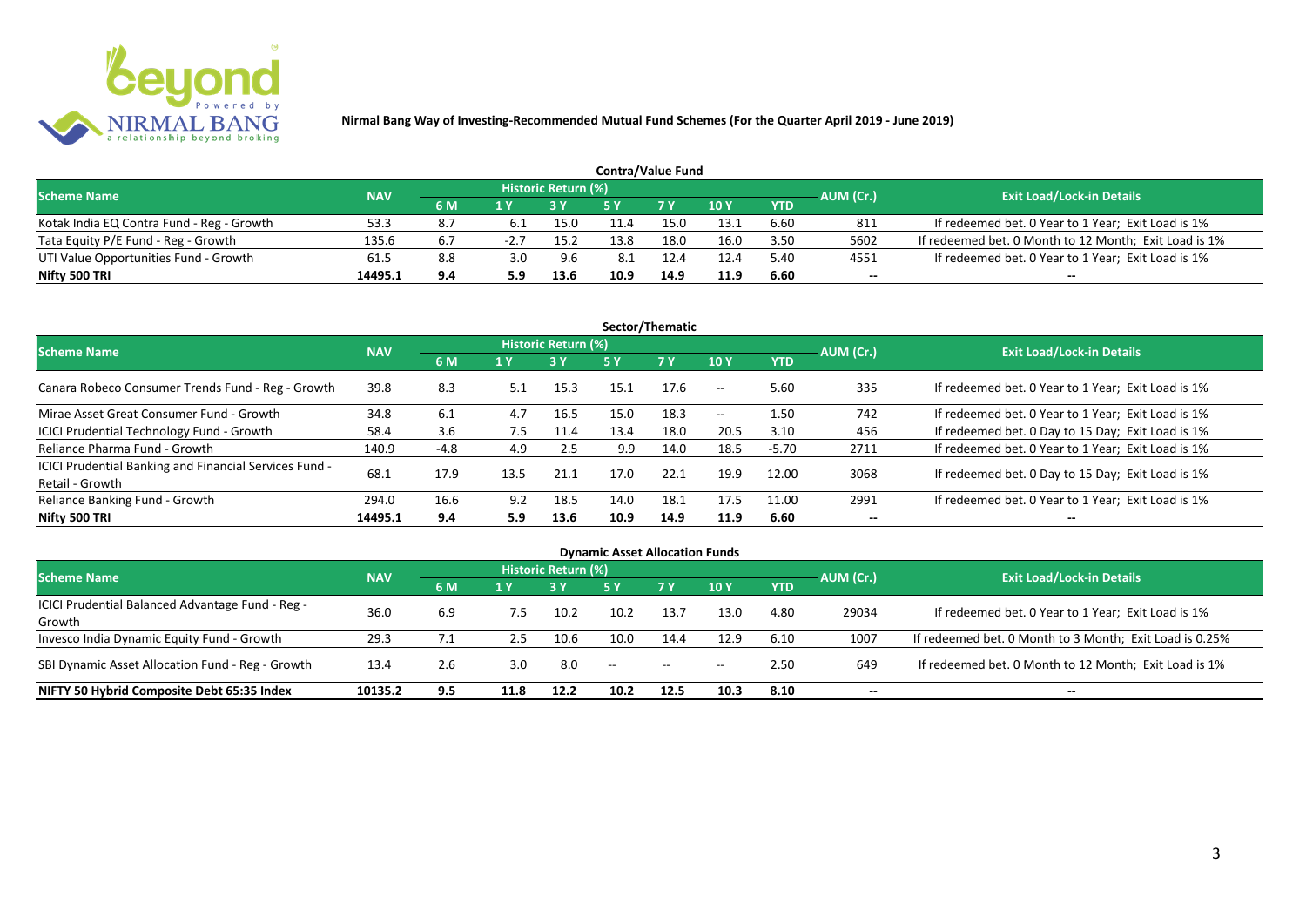# Nirmal Bang Way of Investing-Recommended Mutual Fund Schemes (For the Quarter April 2019 - June 2019)

## Contra/Value Fund

| Scheme Name | NAV | Historic Return (%) | | | | | | | AUM (Cr.) | Exit Load/Lock-in Details |
|---|---|---|---|---|---|---|---|---|---|---|
| | | 6 M | 1 Y | 3 Y | 5 Y | 7 Y | 10 Y | YTD | | |
| Kotak India EQ Contra Fund - Reg - Growth | 53.3 | 8.7 | 6.1 | 15.0 | 11.4 | 15.0 | 13.1 | 6.60 | 811 | If redeemed bet. 0 Year to 1 Year; Exit Load is 1% |
| Tata Equity P/E Fund - Reg - Growth | 135.6 | 6.7 | -2.7 | 15.2 | 13.8 | 18.0 | 16.0 | 3.50 | 5602 | If redeemed bet. 0 Month to 12 Month; Exit Load is 1% |
| UTI Value Opportunities Fund - Growth | 61.5 | 8.8 | 3.0 | 9.6 | 8.1 | 12.4 | 12.4 | 5.40 | 4551 | If redeemed bet. 0 Year to 1 Year; Exit Load is 1% |
| **Nifty 500 TRI** | **14495.1** | **9.4** | **5.9** | **13.6** | **10.9** | **14.9** | **11.9** | **6.60** | **--** | **--** |

## Sector/Thematic

| Scheme Name | NAV | Historic Return (%) | | | | | | | AUM (Cr.) | Exit Load/Lock-in Details |
|---|---|---|---|---|---|---|---|---|---|---|
| | | 6 M | 1 Y | 3 Y | 5 Y | 7 Y | 10 Y | YTD | | |
| Canara Robeco Consumer Trends Fund - Reg - Growth | 39.8 | 8.3 | 5.1 | 15.3 | 15.1 | 17.6 | -- | 5.60 | 335 | If redeemed bet. 0 Year to 1 Year; Exit Load is 1% |
| Mirae Asset Great Consumer Fund - Growth | 34.8 | 6.1 | 4.7 | 16.5 | 15.0 | 18.3 | -- | 1.50 | 742 | If redeemed bet. 0 Year to 1 Year; Exit Load is 1% |
| ICICI Prudential Technology Fund - Growth | 58.4 | 3.6 | 7.5 | 11.4 | 13.4 | 18.0 | 20.5 | 3.10 | 456 | If redeemed bet. 0 Day to 15 Day; Exit Load is 1% |
| Reliance Pharma Fund - Growth | 140.9 | -4.8 | 4.9 | 2.5 | 9.9 | 14.0 | 18.5 | -5.70 | 2711 | If redeemed bet. 0 Year to 1 Year; Exit Load is 1% |
| ICICI Prudential Banking and Financial Services Fund - Retail - Growth | 68.1 | 17.9 | 13.5 | 21.1 | 17.0 | 22.1 | 19.9 | 12.00 | 3068 | If redeemed bet. 0 Day to 15 Day; Exit Load is 1% |
| Reliance Banking Fund - Growth | 294.0 | 16.6 | 9.2 | 18.5 | 14.0 | 18.1 | 17.5 | 11.00 | 2991 | If redeemed bet. 0 Year to 1 Year; Exit Load is 1% |
| **Nifty 500 TRI** | **14495.1** | **9.4** | **5.9** | **13.6** | **10.9** | **14.9** | **11.9** | **6.60** | **--** | **--** |

## Dynamic Asset Allocation Funds

| Scheme Name | NAV | Historic Return (%) | | | | | | | AUM (Cr.) | Exit Load/Lock-in Details |
|---|---|---|---|---|---|---|---|---|---|---|
| | | 6 M | 1 Y | 3 Y | 5 Y | 7 Y | 10 Y | YTD | | |
| ICICI Prudential Balanced Advantage Fund - Reg - Growth | 36.0 | 6.9 | 7.5 | 10.2 | 10.2 | 13.7 | 13.0 | 4.80 | 29034 | If redeemed bet. 0 Year to 1 Year; Exit Load is 1% |
| Invesco India Dynamic Equity Fund - Growth | 29.3 | 7.1 | 2.5 | 10.6 | 10.0 | 14.4 | 12.9 | 6.10 | 1007 | If redeemed bet. 0 Month to 3 Month; Exit Load is 0.25% |
| SBI Dynamic Asset Allocation Fund - Reg - Growth | 13.4 | 2.6 | 3.0 | 8.0 | -- | -- | -- | 2.50 | 649 | If redeemed bet. 0 Month to 12 Month; Exit Load is 1% |
| **NIFTY 50 Hybrid Composite Debt 65:35 Index** | **10135.2** | **9.5** | **11.8** | **12.2** | **10.2** | **12.5** | **10.3** | **8.10** | **--** | **--** |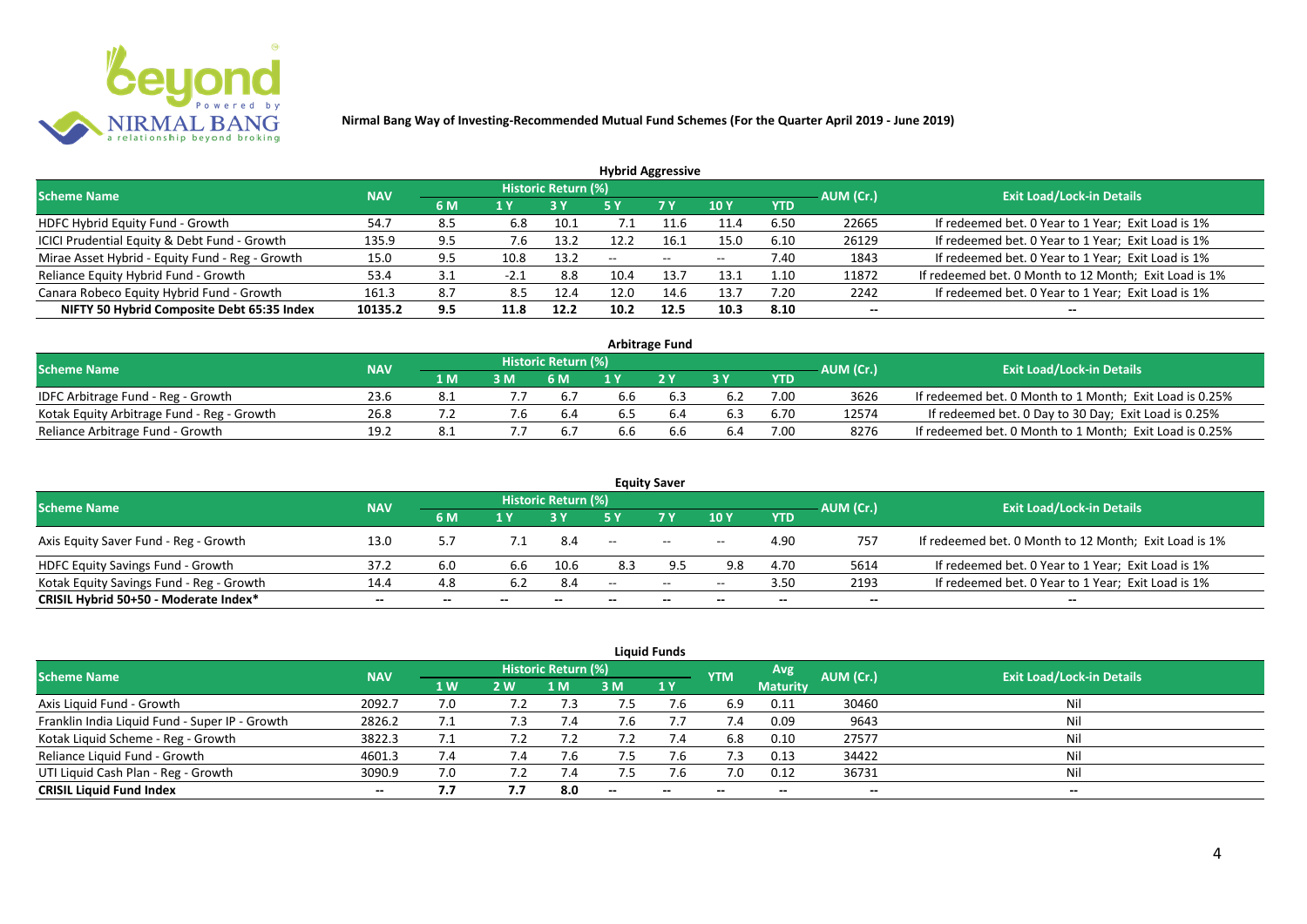**Nirmal Bang Way of Investing-Recommended Mutual Fund Schemes (For the Quarter April 2019 - June 2019)**

## Hybrid Aggressive

| Scheme Name | NAV | Historic Return (%) | | | | | | | AUM (Cr.) | Exit Load/Lock-in Details |
|---|---|---|---|---|---|---|---|---|---|---|
| | | 6 M | 1 Y | 3 Y | 5 Y | 7 Y | 10 Y | YTD | | |
| HDFC Hybrid Equity Fund - Growth | 54.7 | 8.5 | 6.8 | 10.1 | 7.1 | 11.6 | 11.4 | 6.50 | 22665 | If redeemed bet. 0 Year to 1 Year; Exit Load is 1% |
| ICICI Prudential Equity & Debt Fund - Growth | 135.9 | 9.5 | 7.6 | 13.2 | 12.2 | 16.1 | 15.0 | 6.10 | 26129 | If redeemed bet. 0 Year to 1 Year; Exit Load is 1% |
| Mirae Asset Hybrid - Equity Fund - Reg - Growth | 15.0 | 9.5 | 10.8 | 13.2 | -- | -- | -- | 7.40 | 1843 | If redeemed bet. 0 Year to 1 Year; Exit Load is 1% |
| Reliance Equity Hybrid Fund - Growth | 53.4 | 3.1 | -2.1 | 8.8 | 10.4 | 13.7 | 13.1 | 1.10 | 11872 | If redeemed bet. 0 Month to 12 Month; Exit Load is 1% |
| Canara Robeco Equity Hybrid Fund - Growth | 161.3 | 8.7 | 8.5 | 12.4 | 12.0 | 14.6 | 13.7 | 7.20 | 2242 | If redeemed bet. 0 Year to 1 Year; Exit Load is 1% |
| **NIFTY 50 Hybrid Composite Debt 65:35 Index** | **10135.2** | **9.5** | **11.8** | **12.2** | **10.2** | **12.5** | **10.3** | **8.10** | **--** | **--** |

## Arbitrage Fund

| Scheme Name | NAV | Historic Return (%) | | | | | | | AUM (Cr.) | Exit Load/Lock-in Details |
|---|---|---|---|---|---|---|---|---|---|---|
| | | 1 M | 3 M | 6 M | 1 Y | 2 Y | 3 Y | YTD | | |
| IDFC Arbitrage Fund - Reg - Growth | 23.6 | 8.1 | 7.7 | 6.7 | 6.6 | 6.3 | 6.2 | 7.00 | 3626 | If redeemed bet. 0 Month to 1 Month; Exit Load is 0.25% |
| Kotak Equity Arbitrage Fund - Reg - Growth | 26.8 | 7.2 | 7.6 | 6.4 | 6.5 | 6.4 | 6.3 | 6.70 | 12574 | If redeemed bet. 0 Day to 30 Day; Exit Load is 0.25% |
| Reliance Arbitrage Fund - Growth | 19.2 | 8.1 | 7.7 | 6.7 | 6.6 | 6.6 | 6.4 | 7.00 | 8276 | If redeemed bet. 0 Month to 1 Month; Exit Load is 0.25% |

## Equity Saver

| Scheme Name | NAV | Historic Return (%) | | | | | | | AUM (Cr.) | Exit Load/Lock-in Details |
|---|---|---|---|---|---|---|---|---|---|---|
| | | 6 M | 1 Y | 3 Y | 5 Y | 7 Y | 10 Y | YTD | | |
| Axis Equity Saver Fund - Reg - Growth | 13.0 | 5.7 | 7.1 | 8.4 | -- | -- | -- | 4.90 | 757 | If redeemed bet. 0 Month to 12 Month; Exit Load is 1% |
| HDFC Equity Savings Fund - Growth | 37.2 | 6.0 | 6.6 | 10.6 | 8.3 | 9.5 | 9.8 | 4.70 | 5614 | If redeemed bet. 0 Year to 1 Year; Exit Load is 1% |
| Kotak Equity Savings Fund - Reg - Growth | 14.4 | 4.8 | 6.2 | 8.4 | -- | -- | -- | 3.50 | 2193 | If redeemed bet. 0 Year to 1 Year; Exit Load is 1% |
| **CRISIL Hybrid 50+50 - Moderate Index*** | **--** | **--** | **--** | **--** | **--** | **--** | **--** | **--** | **--** | **--** |

## Liquid Funds

| Scheme Name | NAV | Historic Return (%) | | | | | YTM | Avg Maturity | AUM (Cr.) | Exit Load/Lock-in Details |
|---|---|---|---|---|---|---|---|---|---|---|
| | | 1 W | 2 W | 1 M | 3 M | 1 Y | | | | |
| Axis Liquid Fund - Growth | 2092.7 | 7.0 | 7.2 | 7.3 | 7.5 | 7.6 | 6.9 | 0.11 | 30460 | Nil |
| Franklin India Liquid Fund - Super IP - Growth | 2826.2 | 7.1 | 7.3 | 7.4 | 7.6 | 7.7 | 7.4 | 0.09 | 9643 | Nil |
| Kotak Liquid Scheme - Reg - Growth | 3822.3 | 7.1 | 7.2 | 7.2 | 7.2 | 7.4 | 6.8 | 0.10 | 27577 | Nil |
| Reliance Liquid Fund - Growth | 4601.3 | 7.4 | 7.4 | 7.6 | 7.5 | 7.6 | 7.3 | 0.13 | 34422 | Nil |
| UTI Liquid Cash Plan - Reg - Growth | 3090.9 | 7.0 | 7.2 | 7.4 | 7.5 | 7.6 | 7.0 | 0.12 | 36731 | Nil |
| **CRISIL Liquid Fund Index** | **--** | **7.7** | **7.7** | **8.0** | **--** | **--** | **--** | **--** | **--** | **--** |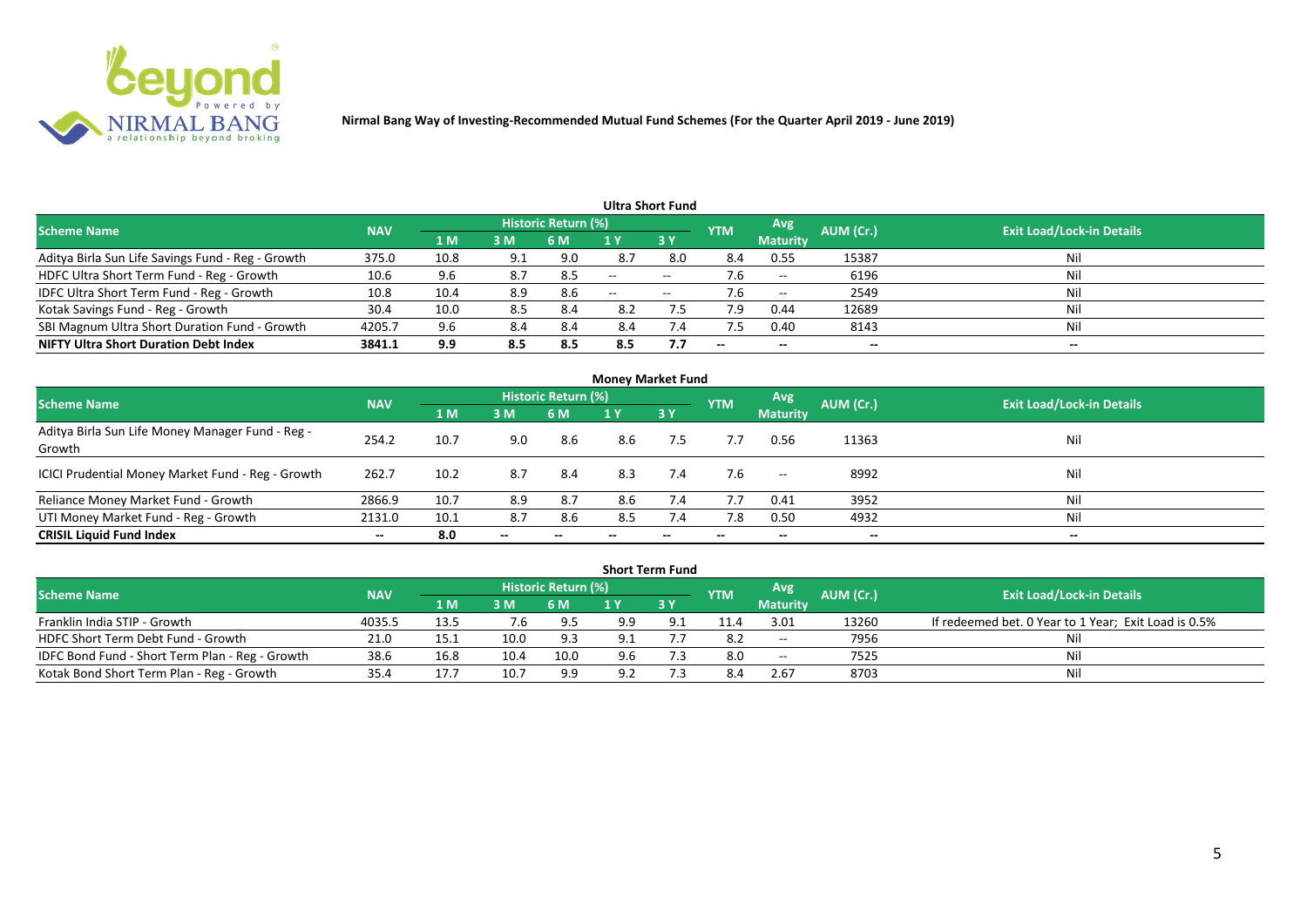**Nirmal Bang Way of Investing-Recommended Mutual Fund Schemes (For the Quarter April 2019 - June 2019)**

### Ultra Short Fund

| Scheme Name | NAV | Historic Return (%) | | | | | YTM | Avg Maturity | AUM (Cr.) | Exit Load/Lock-in Details |
|---|---|---|---|---|---|---|---|---|---|---|
| | | 1 M | 3 M | 6 M | 1 Y | 3 Y | | | | |
| Aditya Birla Sun Life Savings Fund - Reg - Growth | 375.0 | 10.8 | 9.1 | 9.0 | 8.7 | 8.0 | 8.4 | 0.55 | 15387 | Nil |
| HDFC Ultra Short Term Fund - Reg - Growth | 10.6 | 9.6 | 8.7 | 8.5 | -- | -- | 7.6 | -- | 6196 | Nil |
| IDFC Ultra Short Term Fund - Reg - Growth | 10.8 | 10.4 | 8.9 | 8.6 | -- | -- | 7.6 | -- | 2549 | Nil |
| Kotak Savings Fund - Reg - Growth | 30.4 | 10.0 | 8.5 | 8.4 | 8.2 | 7.5 | 7.9 | 0.44 | 12689 | Nil |
| SBI Magnum Ultra Short Duration Fund - Growth | 4205.7 | 9.6 | 8.4 | 8.4 | 8.4 | 7.4 | 7.5 | 0.40 | 8143 | Nil |
| **NIFTY Ultra Short Duration Debt Index** | **3841.1** | **9.9** | **8.5** | **8.5** | **8.5** | **7.7** | **--** | **--** | **--** | **--** |

### Money Market Fund

| Scheme Name | NAV | Historic Return (%) | | | | | YTM | Avg Maturity | AUM (Cr.) | Exit Load/Lock-in Details |
|---|---|---|---|---|---|---|---|---|---|---|
| | | 1 M | 3 M | 6 M | 1 Y | 3 Y | | | | |
| Aditya Birla Sun Life Money Manager Fund - Reg - Growth | 254.2 | 10.7 | 9.0 | 8.6 | 8.6 | 7.5 | 7.7 | 0.56 | 11363 | Nil |
| ICICI Prudential Money Market Fund - Reg - Growth | 262.7 | 10.2 | 8.7 | 8.4 | 8.3 | 7.4 | 7.6 | -- | 8992 | Nil |
| Reliance Money Market Fund - Growth | 2866.9 | 10.7 | 8.9 | 8.7 | 8.6 | 7.4 | 7.7 | 0.41 | 3952 | Nil |
| UTI Money Market Fund - Reg - Growth | 2131.0 | 10.1 | 8.7 | 8.6 | 8.5 | 7.4 | 7.8 | 0.50 | 4932 | Nil |
| **CRISIL Liquid Fund Index** | **--** | **8.0** | **--** | **--** | **--** | **--** | **--** | **--** | **--** | **--** |

### Short Term Fund

| Scheme Name | NAV | Historic Return (%) | | | | | YTM | Avg Maturity | AUM (Cr.) | Exit Load/Lock-in Details |
|---|---|---|---|---|---|---|---|---|---|---|
| | | 1 M | 3 M | 6 M | 1 Y | 3 Y | | | | |
| Franklin India STIP - Growth | 4035.5 | 13.5 | 7.6 | 9.5 | 9.9 | 9.1 | 11.4 | 3.01 | 13260 | If redeemed bet. 0 Year to 1 Year; Exit Load is 0.5% |
| HDFC Short Term Debt Fund - Growth | 21.0 | 15.1 | 10.0 | 9.3 | 9.1 | 7.7 | 8.2 | -- | 7956 | Nil |
| IDFC Bond Fund - Short Term Plan - Reg - Growth | 38.6 | 16.8 | 10.4 | 10.0 | 9.6 | 7.3 | 8.0 | -- | 7525 | Nil |
| Kotak Bond Short Term Plan - Reg - Growth | 35.4 | 17.7 | 10.7 | 9.9 | 9.2 | 7.3 | 8.4 | 2.67 | 8703 | Nil |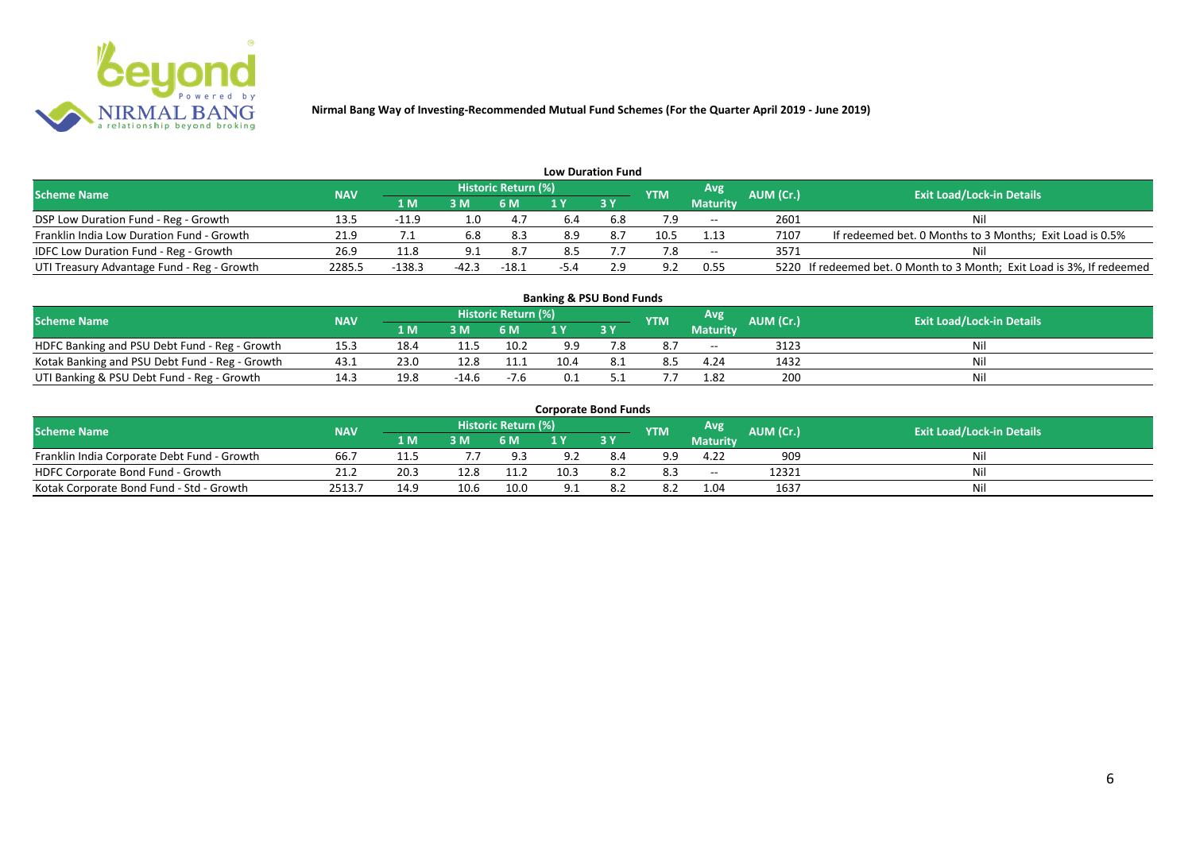**Nirmal Bang Way of Investing-Recommended Mutual Fund Schemes (For the Quarter April 2019 - June 2019)**

### Low Duration Fund

| Scheme Name | NAV | Historic Return (%) | | | | | YTM | Avg Maturity | AUM (Cr.) | Exit Load/Lock-in Details |
|---|---|---|---|---|---|---|---|---|---|---|
| | | 1 M | 3 M | 6 M | 1 Y | 3 Y | | | | |
| DSP Low Duration Fund - Reg - Growth | 13.5 | -11.9 | 1.0 | 4.7 | 6.4 | 6.8 | 7.9 | -- | 2601 | Nil |
| Franklin India Low Duration Fund - Growth | 21.9 | 7.1 | 6.8 | 8.3 | 8.9 | 8.7 | 10.5 | 1.13 | 7107 | If redeemed bet. 0 Months to 3 Months; Exit Load is 0.5% |
| IDFC Low Duration Fund - Reg - Growth | 26.9 | 11.8 | 9.1 | 8.7 | 8.5 | 7.7 | 7.8 | -- | 3571 | Nil |
| UTI Treasury Advantage Fund - Reg - Growth | 2285.5 | -138.3 | -42.3 | -18.1 | -5.4 | 2.9 | 9.2 | 0.55 | 5220 | If redeemed bet. 0 Month to 3 Month; Exit Load is 3%, If redeemed |

### Banking & PSU Bond Funds

| Scheme Name | NAV | Historic Return (%) | | | | | YTM | Avg Maturity | AUM (Cr.) | Exit Load/Lock-in Details |
|---|---|---|---|---|---|---|---|---|---|---|
| | | 1 M | 3 M | 6 M | 1 Y | 3 Y | | | | |
| HDFC Banking and PSU Debt Fund - Reg - Growth | 15.3 | 18.4 | 11.5 | 10.2 | 9.9 | 7.8 | 8.7 | -- | 3123 | Nil |
| Kotak Banking and PSU Debt Fund - Reg - Growth | 43.1 | 23.0 | 12.8 | 11.1 | 10.4 | 8.1 | 8.5 | 4.24 | 1432 | Nil |
| UTI Banking & PSU Debt Fund - Reg - Growth | 14.3 | 19.8 | -14.6 | -7.6 | 0.1 | 5.1 | 7.7 | 1.82 | 200 | Nil |

### Corporate Bond Funds

| Scheme Name | NAV | Historic Return (%) | | | | | YTM | Avg Maturity | AUM (Cr.) | Exit Load/Lock-in Details |
|---|---|---|---|---|---|---|---|---|---|---|
| | | 1 M | 3 M | 6 M | 1 Y | 3 Y | | | | |
| Franklin India Corporate Debt Fund - Growth | 66.7 | 11.5 | 7.7 | 9.3 | 9.2 | 8.4 | 9.9 | 4.22 | 909 | Nil |
| HDFC Corporate Bond Fund - Growth | 21.2 | 20.3 | 12.8 | 11.2 | 10.3 | 8.2 | 8.3 | -- | 12321 | Nil |
| Kotak Corporate Bond Fund - Std - Growth | 2513.7 | 14.9 | 10.6 | 10.0 | 9.1 | 8.2 | 8.2 | 1.04 | 1637 | Nil |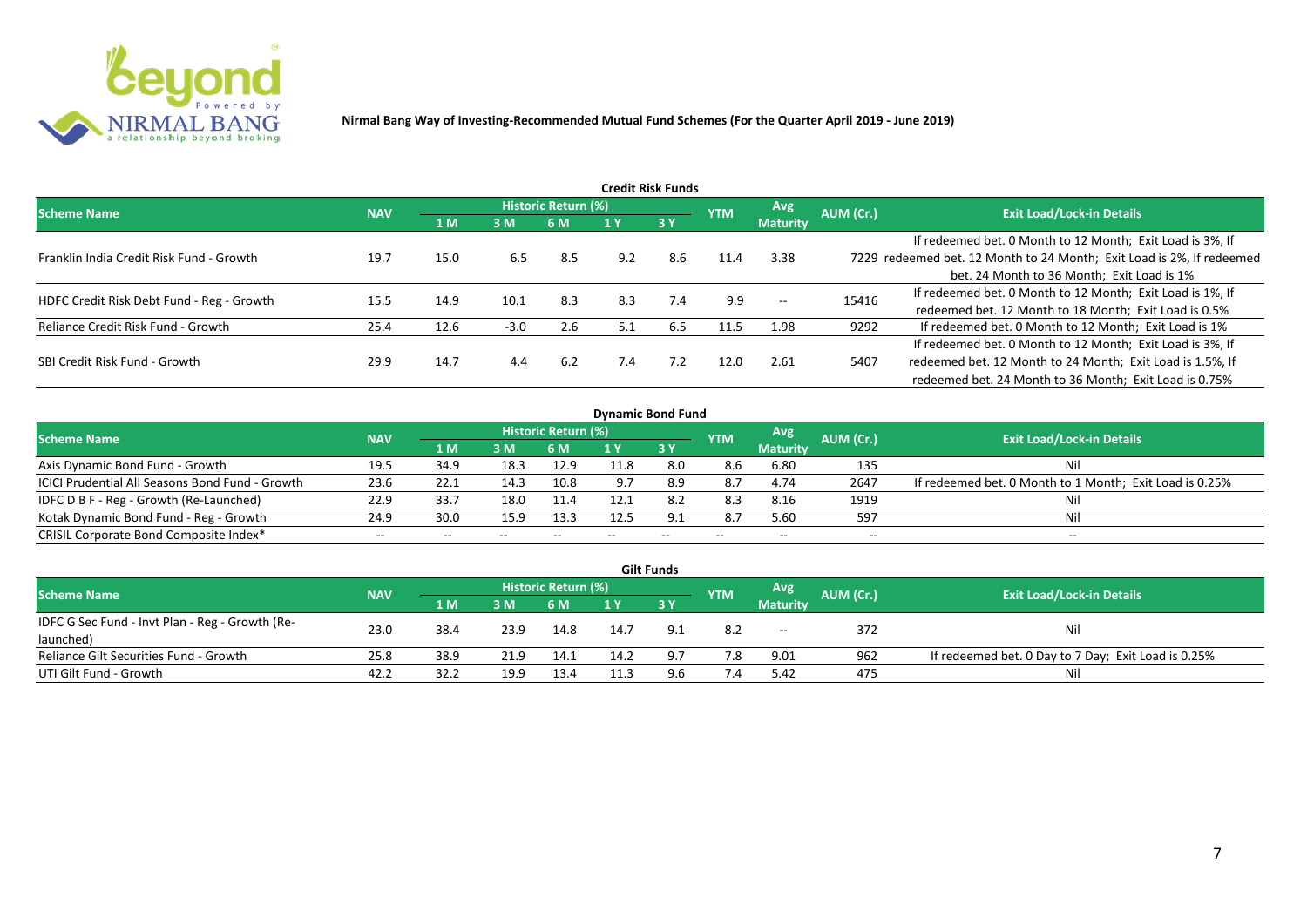**Nirmal Bang Way of Investing-Recommended Mutual Fund Schemes (For the Quarter April 2019 - June 2019)**

## Credit Risk Funds

| Scheme Name | NAV | Historic Return (%) | | | | | YTM | Avg Maturity | AUM (Cr.) | Exit Load/Lock-in Details |
|---|---|---|---|---|---|---|---|---|---|---|
| | | 1 M | 3 M | 6 M | 1 Y | 3 Y | | | | |
| Franklin India Credit Risk Fund - Growth | 19.7 | 15.0 | 6.5 | 8.5 | 9.2 | 8.6 | 11.4 | 3.38 | 7229 | If redeemed bet. 0 Month to 12 Month; Exit Load is 3%, If redeemed bet. 12 Month to 24 Month; Exit Load is 2%, If redeemed bet. 24 Month to 36 Month; Exit Load is 1% |
| HDFC Credit Risk Debt Fund - Reg - Growth | 15.5 | 14.9 | 10.1 | 8.3 | 8.3 | 7.4 | 9.9 | -- | 15416 | If redeemed bet. 0 Month to 12 Month; Exit Load is 1%, If redeemed bet. 12 Month to 18 Month; Exit Load is 0.5% |
| Reliance Credit Risk Fund - Growth | 25.4 | 12.6 | -3.0 | 2.6 | 5.1 | 6.5 | 11.5 | 1.98 | 9292 | If redeemed bet. 0 Month to 12 Month; Exit Load is 1% |
| SBI Credit Risk Fund - Growth | 29.9 | 14.7 | 4.4 | 6.2 | 7.4 | 7.2 | 12.0 | 2.61 | 5407 | If redeemed bet. 0 Month to 12 Month; Exit Load is 3%, If redeemed bet. 12 Month to 24 Month; Exit Load is 1.5%, If redeemed bet. 24 Month to 36 Month; Exit Load is 0.75% |

## Dynamic Bond Fund

| Scheme Name | NAV | Historic Return (%) | | | | | YTM | Avg Maturity | AUM (Cr.) | Exit Load/Lock-in Details |
|---|---|---|---|---|---|---|---|---|---|---|
| | | 1 M | 3 M | 6 M | 1 Y | 3 Y | | | | |
| Axis Dynamic Bond Fund - Growth | 19.5 | 34.9 | 18.3 | 12.9 | 11.8 | 8.0 | 8.6 | 6.80 | 135 | Nil |
| ICICI Prudential All Seasons Bond Fund - Growth | 23.6 | 22.1 | 14.3 | 10.8 | 9.7 | 8.9 | 8.7 | 4.74 | 2647 | If redeemed bet. 0 Month to 1 Month; Exit Load is 0.25% |
| IDFC D B F - Reg - Growth (Re-Launched) | 22.9 | 33.7 | 18.0 | 11.4 | 12.1 | 8.2 | 8.3 | 8.16 | 1919 | Nil |
| Kotak Dynamic Bond Fund - Reg - Growth | 24.9 | 30.0 | 15.9 | 13.3 | 12.5 | 9.1 | 8.7 | 5.60 | 597 | Nil |
| CRISIL Corporate Bond Composite Index* | -- | -- | -- | -- | -- | -- | -- | -- | -- | -- |

## Gilt Funds

| Scheme Name | NAV | Historic Return (%) | | | | | YTM | Avg Maturity | AUM (Cr.) | Exit Load/Lock-in Details |
|---|---|---|---|---|---|---|---|---|---|---|
| | | 1 M | 3 M | 6 M | 1 Y | 3 Y | | | | |
| IDFC G Sec Fund - Invt Plan - Reg - Growth (Re-launched) | 23.0 | 38.4 | 23.9 | 14.8 | 14.7 | 9.1 | 8.2 | -- | 372 | Nil |
| Reliance Gilt Securities Fund - Growth | 25.8 | 38.9 | 21.9 | 14.1 | 14.2 | 9.7 | 7.8 | 9.01 | 962 | If redeemed bet. 0 Day to 7 Day; Exit Load is 0.25% |
| UTI Gilt Fund - Growth | 42.2 | 32.2 | 19.9 | 13.4 | 11.3 | 9.6 | 7.4 | 5.42 | 475 | Nil |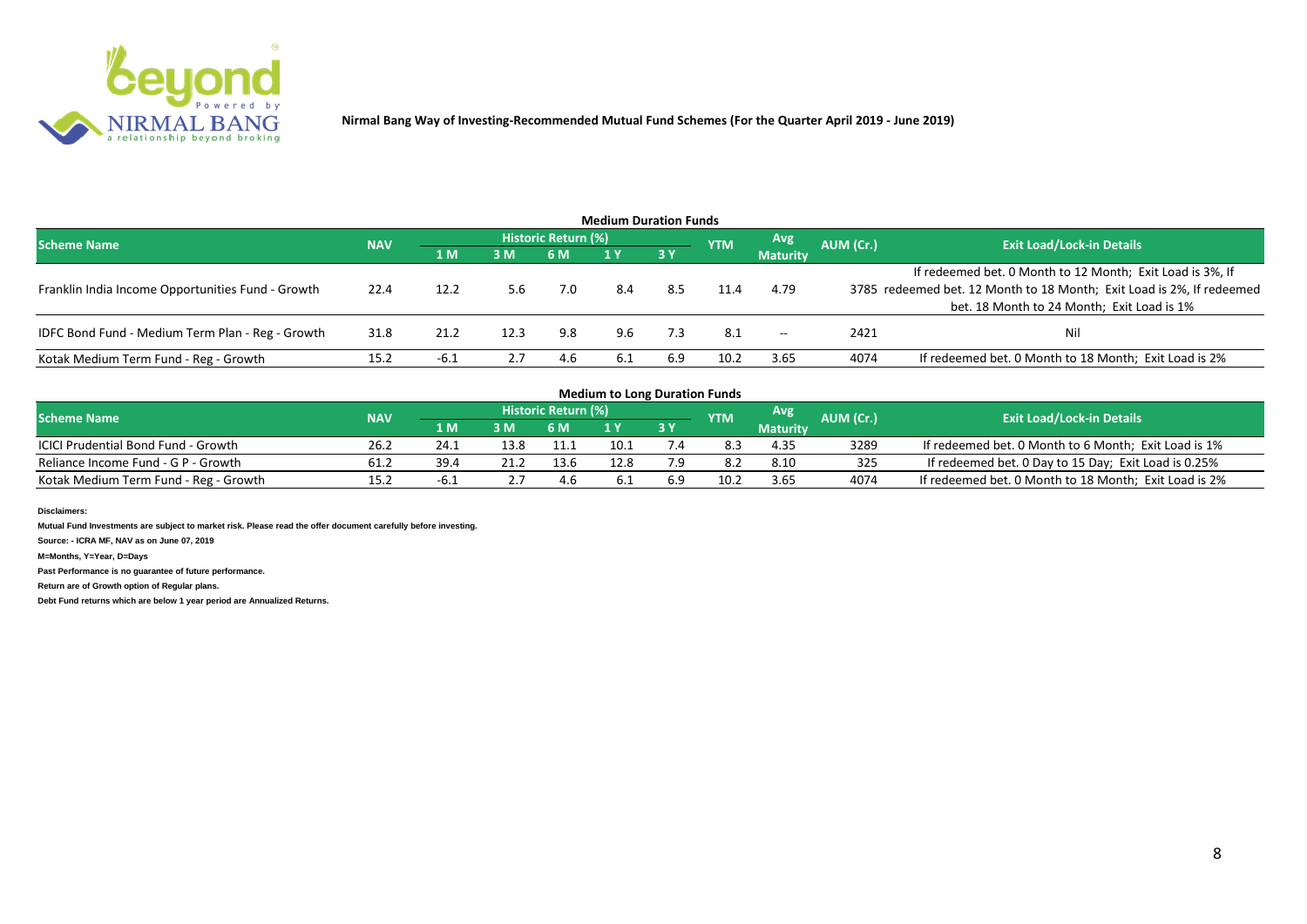Nirmal Bang Way of Investing-Recommended Mutual Fund Schemes (For the Quarter April 2019 - June 2019)

## Medium Duration Funds

| Scheme Name | NAV | Historic Return (%) | | | | | YTM | Avg Maturity | AUM (Cr.) | Exit Load/Lock-in Details |
|---|---|---|---|---|---|---|---|---|---|---|
| | | 1 M | 3 M | 6 M | 1 Y | 3 Y | | | | |
| Franklin India Income Opportunities Fund - Growth | 22.4 | 12.2 | 5.6 | 7.0 | 8.4 | 8.5 | 11.4 | 4.79 | 3785 | If redeemed bet. 0 Month to 12 Month; Exit Load is 3%, If redeemed bet. 12 Month to 18 Month; Exit Load is 2%, If redeemed bet. 18 Month to 24 Month; Exit Load is 1% |
| IDFC Bond Fund - Medium Term Plan - Reg - Growth | 31.8 | 21.2 | 12.3 | 9.8 | 9.6 | 7.3 | 8.1 | -- | 2421 | Nil |
| Kotak Medium Term Fund - Reg - Growth | 15.2 | -6.1 | 2.7 | 4.6 | 6.1 | 6.9 | 10.2 | 3.65 | 4074 | If redeemed bet. 0 Month to 18 Month; Exit Load is 2% |

## Medium to Long Duration Funds

| Scheme Name | NAV | Historic Return (%) | | | | | YTM | Avg Maturity | AUM (Cr.) | Exit Load/Lock-in Details |
|---|---|---|---|---|---|---|---|---|---|---|
| | | 1 M | 3 M | 6 M | 1 Y | 3 Y | | | | |
| ICICI Prudential Bond Fund - Growth | 26.2 | 24.1 | 13.8 | 11.1 | 10.1 | 7.4 | 8.3 | 4.35 | 3289 | If redeemed bet. 0 Month to 6 Month; Exit Load is 1% |
| Reliance Income Fund - G P - Growth | 61.2 | 39.4 | 21.2 | 13.6 | 12.8 | 7.9 | 8.2 | 8.10 | 325 | If redeemed bet. 0 Day to 15 Day; Exit Load is 0.25% |
| Kotak Medium Term Fund - Reg - Growth | 15.2 | -6.1 | 2.7 | 4.6 | 6.1 | 6.9 | 10.2 | 3.65 | 4074 | If redeemed bet. 0 Month to 18 Month; Exit Load is 2% |

**Disclaimers:**

**Mutual Fund Investments are subject to market risk. Please read the offer document carefully before investing.**

**Source: - ICRA MF, NAV as on June 07, 2019**

**M=Months, Y=Year, D=Days**

**Past Performance is no guarantee of future performance.**

**Return are of Growth option of Regular plans.**

**Debt Fund returns which are below 1 year period are Annualized Returns.**